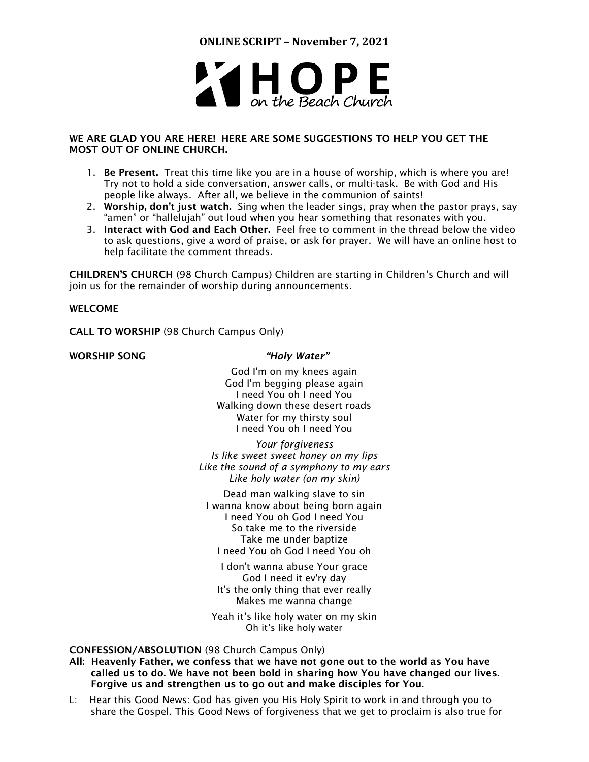# ONLINE SCRIPT – November 7, 2021

**HOPE** on the Beach Church

**WE ARE GLAD YOU ARE HERE! HERE ARE SOME SUGGESTIONS TO HELP YOU GET THE MOST OUT OF ONLINE CHURCH.**

1. **Be Present.** Treat this time like you are in a house of worship, which is where you are! Try not to hold a side conversation, answer calls, or multi-task. Be with God and His people like always. After all, we believe in the communion of saints!
2. **Worship, don't just watch.** Sing when the leader sings, pray when the pastor prays, say "amen" or "hallelujah" out loud when you hear something that resonates with you.
3. **Interact with God and Each Other.** Feel free to comment in the thread below the video to ask questions, give a word of praise, or ask for prayer. We will have an online host to help facilitate the comment threads.

**CHILDREN'S CHURCH** (98 Church Campus) Children are starting in Children's Church and will join us for the remainder of worship during announcements.

**WELCOME**

**CALL TO WORSHIP** (98 Church Campus Only)

**WORSHIP SONG** ***"Holy Water"***

God I'm on my knees again
God I'm begging please again
I need You oh I need You
Walking down these desert roads
Water for my thirsty soul
I need You oh I need You

*Your forgiveness*
*Is like sweet sweet honey on my lips*
*Like the sound of a symphony to my ears*
*Like holy water (on my skin)*

Dead man walking slave to sin
I wanna know about being born again
I need You oh God I need You
So take me to the riverside
Take me under baptize
I need You oh God I need You oh

I don't wanna abuse Your grace
God I need it ev'ry day
It's the only thing that ever really
Makes me wanna change

Yeah it's like holy water on my skin
Oh it's like holy water

**CONFESSION/ABSOLUTION** (98 Church Campus Only)

**All: Heavenly Father, we confess that we have not gone out to the world as You have called us to do. We have not been bold in sharing how You have changed our lives. Forgive us and strengthen us to go out and make disciples for You.**

L: Hear this Good News: God has given you His Holy Spirit to work in and through you to share the Gospel. This Good News of forgiveness that we get to proclaim is also true for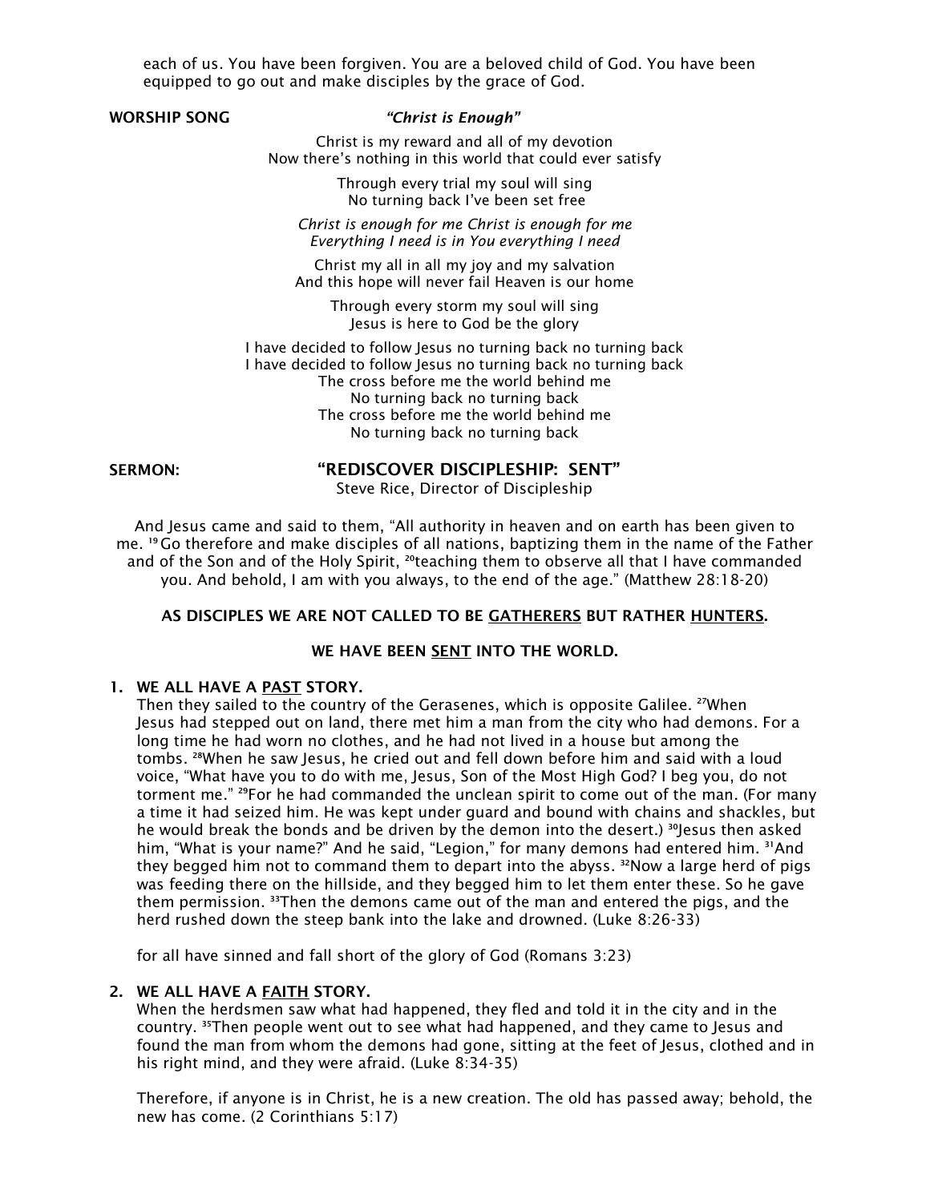each of us. You have been forgiven. You are a beloved child of God. You have been equipped to go out and make disciples by the grace of God.

**WORSHIP SONG** ***"Christ is Enough"***

Christ is my reward and all of my devotion
Now there's nothing in this world that could ever satisfy

Through every trial my soul will sing
No turning back I've been set free

*Christ is enough for me Christ is enough for me*
*Everything I need is in You everything I need*

Christ my all in all my joy and my salvation
And this hope will never fail Heaven is our home

Through every storm my soul will sing
Jesus is here to God be the glory

I have decided to follow Jesus no turning back no turning back
I have decided to follow Jesus no turning back no turning back
The cross before me the world behind me
No turning back no turning back
The cross before me the world behind me
No turning back no turning back

**SERMON:** **"REDISCOVER DISCIPLESHIP: SENT"**
Steve Rice, Director of Discipleship

And Jesus came and said to them, "All authority in heaven and on earth has been given to me. [19] Go therefore and make disciples of all nations, baptizing them in the name of the Father and of the Son and of the Holy Spirit, [20]teaching them to observe all that I have commanded you. And behold, I am with you always, to the end of the age." (Matthew 28:18-20)

**AS DISCIPLES WE ARE NOT CALLED TO BE <u>GATHERERS</u> BUT RATHER <u>HUNTERS</u>.**

**WE HAVE BEEN <u>SENT</u> INTO THE WORLD.**

1. **WE ALL HAVE A <u>PAST</u> STORY.**
   Then they sailed to the country of the Gerasenes, which is opposite Galilee. [27]When Jesus had stepped out on land, there met him a man from the city who had demons. For a long time he had worn no clothes, and he had not lived in a house but among the tombs. [28]When he saw Jesus, he cried out and fell down before him and said with a loud voice, "What have you to do with me, Jesus, Son of the Most High God? I beg you, do not torment me." [29]For he had commanded the unclean spirit to come out of the man. (For many a time it had seized him. He was kept under guard and bound with chains and shackles, but he would break the bonds and be driven by the demon into the desert.) [30]Jesus then asked him, "What is your name?" And he said, "Legion," for many demons had entered him. [31]And they begged him not to command them to depart into the abyss. [32]Now a large herd of pigs was feeding there on the hillside, and they begged him to let them enter these. So he gave them permission. [33]Then the demons came out of the man and entered the pigs, and the herd rushed down the steep bank into the lake and drowned. (Luke 8:26-33)

   for all have sinned and fall short of the glory of God (Romans 3:23)

2. **WE ALL HAVE A <u>FAITH</u> STORY.**
   When the herdsmen saw what had happened, they fled and told it in the city and in the country. [35]Then people went out to see what had happened, and they came to Jesus and found the man from whom the demons had gone, sitting at the feet of Jesus, clothed and in his right mind, and they were afraid. (Luke 8:34-35)

   Therefore, if anyone is in Christ, he is a new creation. The old has passed away; behold, the new has come. (2 Corinthians 5:17)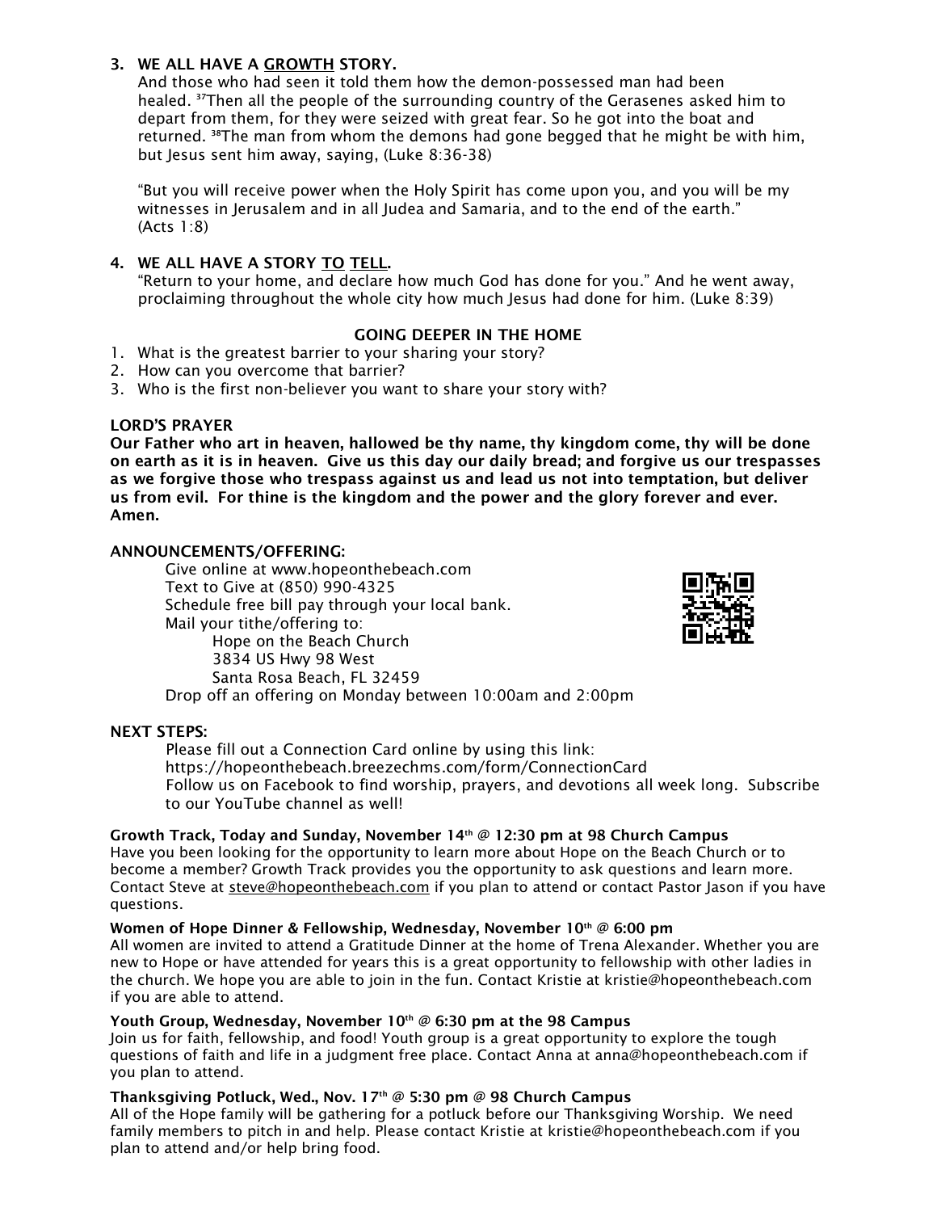3. **WE ALL HAVE A <u>GROWTH</u> STORY.**

   And those who had seen it told them how the demon-possessed man had been healed. [37]Then all the people of the surrounding country of the Gerasenes asked him to depart from them, for they were seized with great fear. So he got into the boat and returned. [38]The man from whom the demons had gone begged that he might be with him, but Jesus sent him away, saying, (Luke 8:36-38)

   "But you will receive power when the Holy Spirit has come upon you, and you will be my witnesses in Jerusalem and in all Judea and Samaria, and to the end of the earth." (Acts 1:8)

4. **WE ALL HAVE A STORY <u>TO</u> <u>TELL</u>.**

   "Return to your home, and declare how much God has done for you." And he went away, proclaiming throughout the whole city how much Jesus had done for him. (Luke 8:39)

## GOING DEEPER IN THE HOME

1. What is the greatest barrier to your sharing your story?
2. How can you overcome that barrier?
3. Who is the first non-believer you want to share your story with?

## LORD'S PRAYER

**Our Father who art in heaven, hallowed be thy name, thy kingdom come, thy will be done on earth as it is in heaven. Give us this day our daily bread; and forgive us our trespasses as we forgive those who trespass against us and lead us not into temptation, but deliver us from evil. For thine is the kingdom and the power and the glory forever and ever. Amen.**

## ANNOUNCEMENTS/OFFERING:

Give online at www.hopeonthebeach.com
Text to Give at (850) 990-4325
Schedule free bill pay through your local bank.
Mail your tithe/offering to:
Hope on the Beach Church
3834 US Hwy 98 West
Santa Rosa Beach, FL 32459
Drop off an offering on Monday between 10:00am and 2:00pm

## NEXT STEPS:

Please fill out a Connection Card online by using this link:
https://hopeonthebeach.breezechms.com/form/ConnectionCard
Follow us on Facebook to find worship, prayers, and devotions all week long. Subscribe to our YouTube channel as well!

**Growth Track, Today and Sunday, November 14th @ 12:30 pm at 98 Church Campus**
Have you been looking for the opportunity to learn more about Hope on the Beach Church or to become a member? Growth Track provides you the opportunity to ask questions and learn more. Contact Steve at steve@hopeonthebeach.com if you plan to attend or contact Pastor Jason if you have questions.

**Women of Hope Dinner & Fellowship, Wednesday, November 10th @ 6:00 pm**
All women are invited to attend a Gratitude Dinner at the home of Trena Alexander. Whether you are new to Hope or have attended for years this is a great opportunity to fellowship with other ladies in the church. We hope you are able to join in the fun. Contact Kristie at kristie@hopeonthebeach.com if you are able to attend.

**Youth Group, Wednesday, November 10th @ 6:30 pm at the 98 Campus**
Join us for faith, fellowship, and food! Youth group is a great opportunity to explore the tough questions of faith and life in a judgment free place. Contact Anna at anna@hopeonthebeach.com if you plan to attend.

**Thanksgiving Potluck, Wed., Nov. 17th @ 5:30 pm @ 98 Church Campus**
All of the Hope family will be gathering for a potluck before our Thanksgiving Worship. We need family members to pitch in and help. Please contact Kristie at kristie@hopeonthebeach.com if you plan to attend and/or help bring food.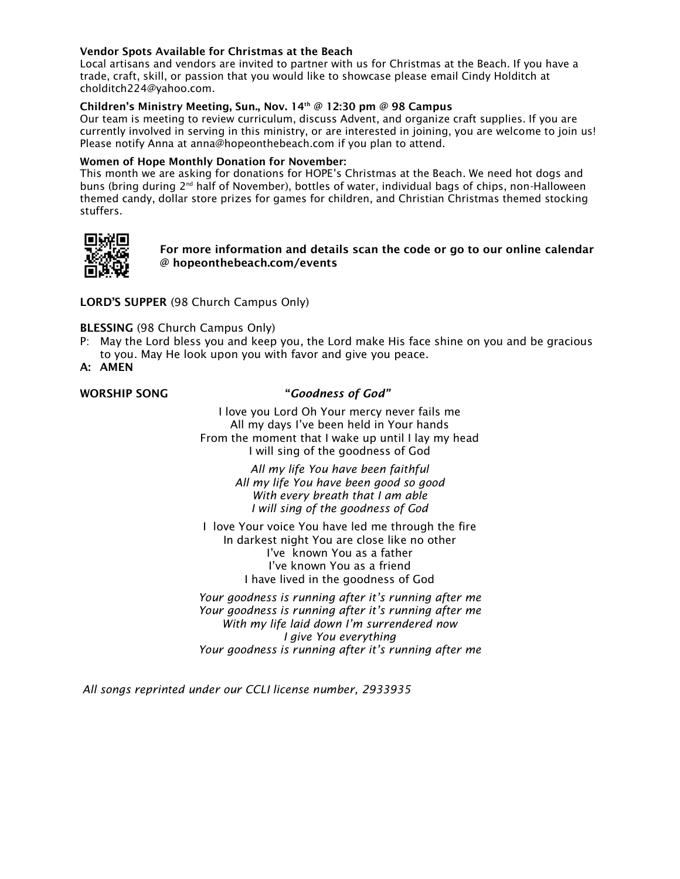**Vendor Spots Available for Christmas at the Beach**
Local artisans and vendors are invited to partner with us for Christmas at the Beach. If you have a trade, craft, skill, or passion that you would like to showcase please email Cindy Holditch at cholditch224@yahoo.com.

**Children's Ministry Meeting, Sun., Nov. 14th @ 12:30 pm @ 98 Campus**
Our team is meeting to review curriculum, discuss Advent, and organize craft supplies. If you are currently involved in serving in this ministry, or are interested in joining, you are welcome to join us! Please notify Anna at anna@hopeonthebeach.com if you plan to attend.

**Women of Hope Monthly Donation for November:**
This month we are asking for donations for HOPE's Christmas at the Beach. We need hot dogs and buns (bring during 2nd half of November), bottles of water, individual bags of chips, non-Halloween themed candy, dollar store prizes for games for children, and Christian Christmas themed stocking stuffers.

**For more information and details scan the code or go to our online calendar @ hopeonthebeach.com/events**

**LORD'S SUPPER** (98 Church Campus Only)

**BLESSING** (98 Church Campus Only)

P: May the Lord bless you and keep you, the Lord make His face shine on you and be gracious to you. May He look upon you with favor and give you peace.

**A: AMEN**

**WORSHIP SONG** **"*Goodness of God*"**

I love you Lord Oh Your mercy never fails me
All my days I've been held in Your hands
From the moment that I wake up until I lay my head
I will sing of the goodness of God

*All my life You have been faithful*
*All my life You have been good so good*
*With every breath that I am able*
*I will sing of the goodness of God*

I love Your voice You have led me through the fire
In darkest night You are close like no other
I've known You as a father
I've known You as a friend
I have lived in the goodness of God

*Your goodness is running after it's running after me*
*Your goodness is running after it's running after me*
*With my life laid down I'm surrendered now*
*I give You everything*
*Your goodness is running after it's running after me*

*All songs reprinted under our CCLI license number, 2933935*